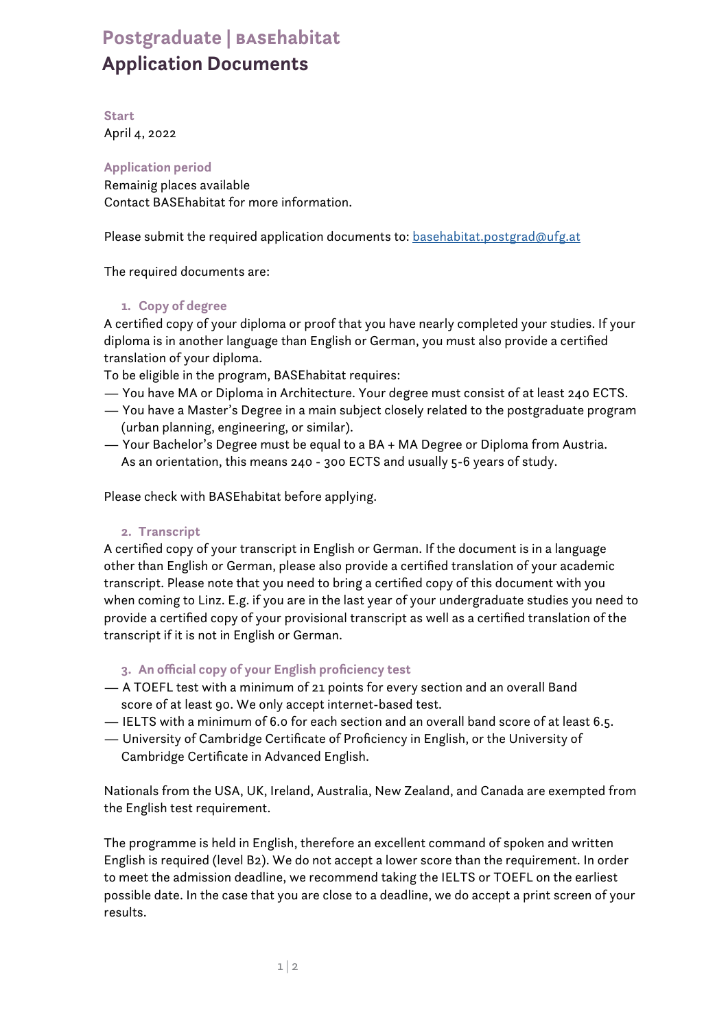# Postgraduate | BASEhabitat
## Application Documents

**Start**
April 4, 2022

**Application period**
Remainig places available
Contact BASEhabitat for more information.

Please submit the required application documents to: basehabitat.postgrad@ufg.at

The required documents are:

### 1. Copy of degree

A certified copy of your diploma or proof that you have nearly completed your studies. If your diploma is in another language than English or German, you must also provide a certified translation of your diploma.
To be eligible in the program, BASEhabitat requires:

— You have MA or Diploma in Architecture. Your degree must consist of at least 240 ECTS.
— You have a Master's Degree in a main subject closely related to the postgraduate program (urban planning, engineering, or similar).
— Your Bachelor's Degree must be equal to a BA + MA Degree or Diploma from Austria. As an orientation, this means 240 - 300 ECTS and usually 5-6 years of study.

Please check with BASEhabitat before applying.

### 2. Transcript

A certified copy of your transcript in English or German. If the document is in a language other than English or German, please also provide a certified translation of your academic transcript. Please note that you need to bring a certified copy of this document with you when coming to Linz. E.g. if you are in the last year of your undergraduate studies you need to provide a certified copy of your provisional transcript as well as a certified translation of the transcript if it is not in English or German.

### 3. An official copy of your English proficiency test

— A TOEFL test with a minimum of 21 points for every section and an overall Band score of at least 90. We only accept internet-based test.
— IELTS with a minimum of 6.0 for each section and an overall band score of at least 6.5.
— University of Cambridge Certificate of Proficiency in English, or the University of Cambridge Certificate in Advanced English.

Nationals from the USA, UK, Ireland, Australia, New Zealand, and Canada are exempted from the English test requirement.

The programme is held in English, therefore an excellent command of spoken and written English is required (level B2). We do not accept a lower score than the requirement. In order to meet the admission deadline, we recommend taking the IELTS or TOEFL on the earliest possible date. In the case that you are close to a deadline, we do accept a print screen of your results.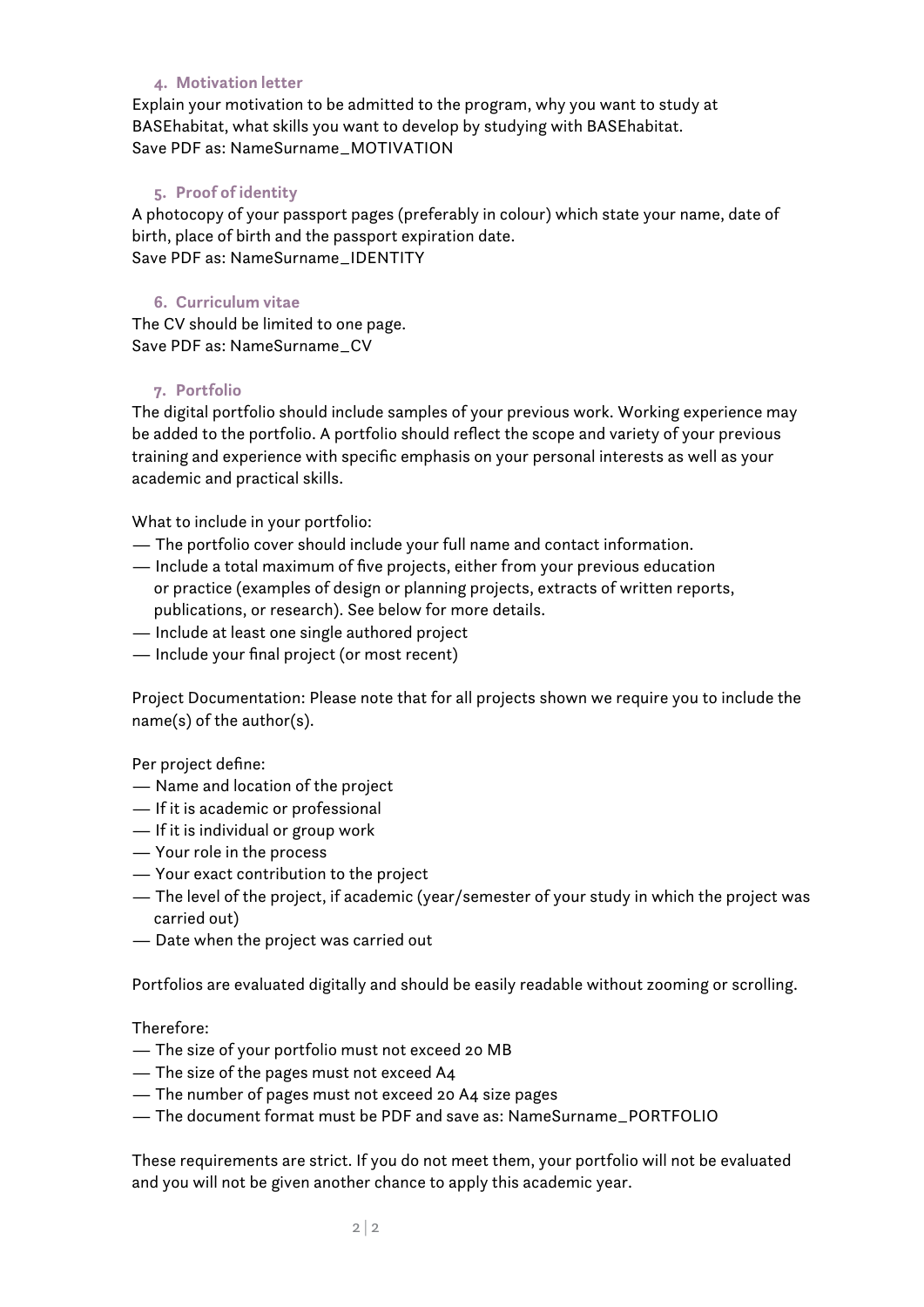### 4. Motivation letter

Explain your motivation to be admitted to the program, why you want to study at BASEhabitat, what skills you want to develop by studying with BASEhabitat.
Save PDF as: NameSurname_MOTIVATION

### 5. Proof of identity

A photocopy of your passport pages (preferably in colour) which state your name, date of birth, place of birth and the passport expiration date.
Save PDF as: NameSurname_IDENTITY

### 6. Curriculum vitae

The CV should be limited to one page.
Save PDF as: NameSurname_CV

### 7. Portfolio

The digital portfolio should include samples of your previous work. Working experience may be added to the portfolio. A portfolio should reflect the scope and variety of your previous training and experience with specific emphasis on your personal interests as well as your academic and practical skills.

What to include in your portfolio:

- The portfolio cover should include your full name and contact information.
- Include a total maximum of five projects, either from your previous education or practice (examples of design or planning projects, extracts of written reports, publications, or research). See below for more details.
- Include at least one single authored project
- Include your final project (or most recent)

Project Documentation: Please note that for all projects shown we require you to include the name(s) of the author(s).

Per project define:

- Name and location of the project
- If it is academic or professional
- If it is individual or group work
- Your role in the process
- Your exact contribution to the project
- The level of the project, if academic (year/semester of your study in which the project was carried out)
- Date when the project was carried out

Portfolios are evaluated digitally and should be easily readable without zooming or scrolling.

Therefore:

- The size of your portfolio must not exceed 20 MB
- The size of the pages must not exceed A4
- The number of pages must not exceed 20 A4 size pages
- The document format must be PDF and save as: NameSurname_PORTFOLIO

These requirements are strict. If you do not meet them, your portfolio will not be evaluated and you will not be given another chance to apply this academic year.